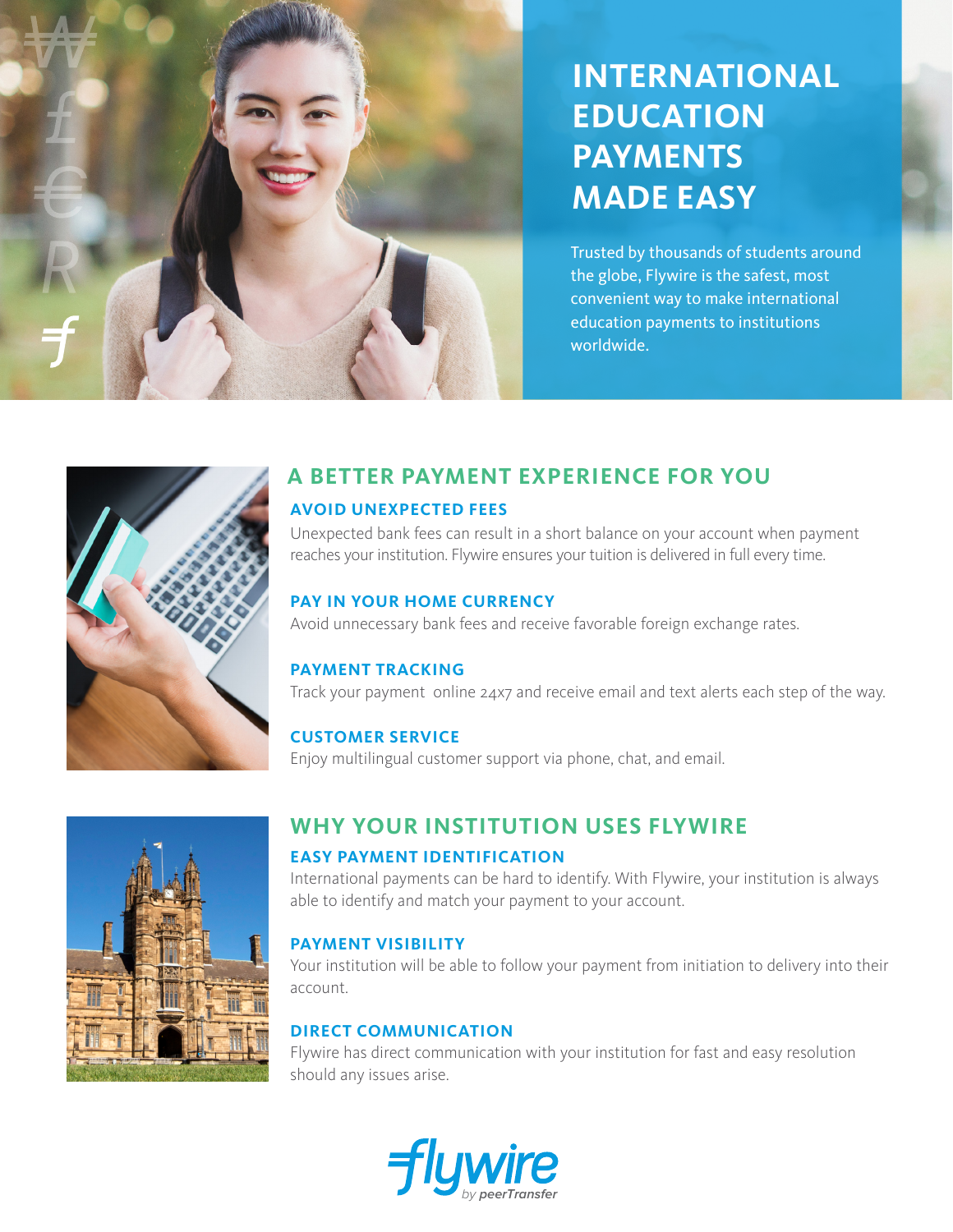# INTERNATIONAL EDUCATION PAYMENTS MADE EASY

Trusted by thousands of students around the globe, Flywire is the safest, most convenient way to make international education payments to institutions worldwide.

## A BETTER PAYMENT EXPERIENCE FOR YOU

### AVOID UNEXPECTED FEES

Unexpected bank fees can result in a short balance on your account when payment reaches your institution. Flywire ensures your tuition is delivered in full every time.

### PAY IN YOUR HOME CURRENCY

Avoid unnecessary bank fees and receive favorable foreign exchange rates.

### PAYMENT TRACKING

Track your payment online 24x7 and receive email and text alerts each step of the way.

### CUSTOMER SERVICE

Enjoy multilingual customer support via phone, chat, and email.

## WHY YOUR INSTITUTION USES FLYWIRE

### EASY PAYMENT IDENTIFICATION

International payments can be hard to identify. With Flywire, your institution is always able to identify and match your payment to your account.

### PAYMENT VISIBILITY

Your institution will be able to follow your payment from initiation to delivery into their account.

### DIRECT COMMUNICATION

Flywire has direct communication with your institution for fast and easy resolution should any issues arise.

flywire *by peerTransfer*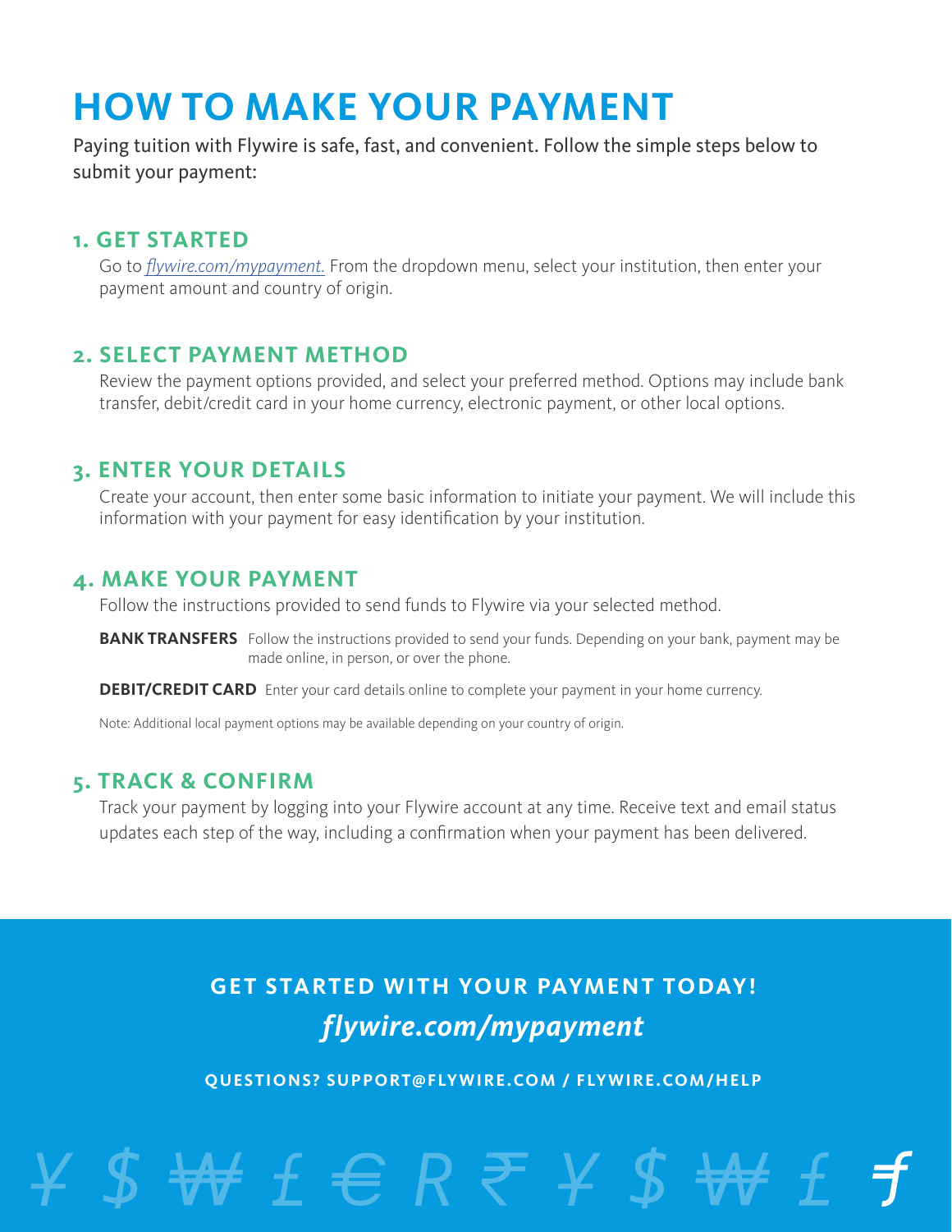# HOW TO MAKE YOUR PAYMENT

Paying tuition with Flywire is safe, fast, and convenient. Follow the simple steps below to submit your payment:

## 1. GET STARTED

Go to *flywire.com/mypayment.* From the dropdown menu, select your institution, then enter your payment amount and country of origin.

## 2. SELECT PAYMENT METHOD

Review the payment options provided, and select your preferred method. Options may include bank transfer, debit/credit card in your home currency, electronic payment, or other local options.

## 3. ENTER YOUR DETAILS

Create your account, then enter some basic information to initiate your payment. We will include this information with your payment for easy identification by your institution.

## 4. MAKE YOUR PAYMENT

Follow the instructions provided to send funds to Flywire via your selected method.

**BANK TRANSFERS** Follow the instructions provided to send your funds. Depending on your bank, payment may be made online, in person, or over the phone.

**DEBIT/CREDIT CARD** Enter your card details online to complete your payment in your home currency.

Note: Additional local payment options may be available depending on your country of origin.

## 5. TRACK & CONFIRM

Track your payment by logging into your Flywire account at any time. Receive text and email status updates each step of the way, including a confirmation when your payment has been delivered.

**GET STARTED WITH YOUR PAYMENT TODAY!**

***flywire.com/mypayment***

**QUESTIONS? SUPPORT@FLYWIRE.COM / FLYWIRE.COM/HELP**